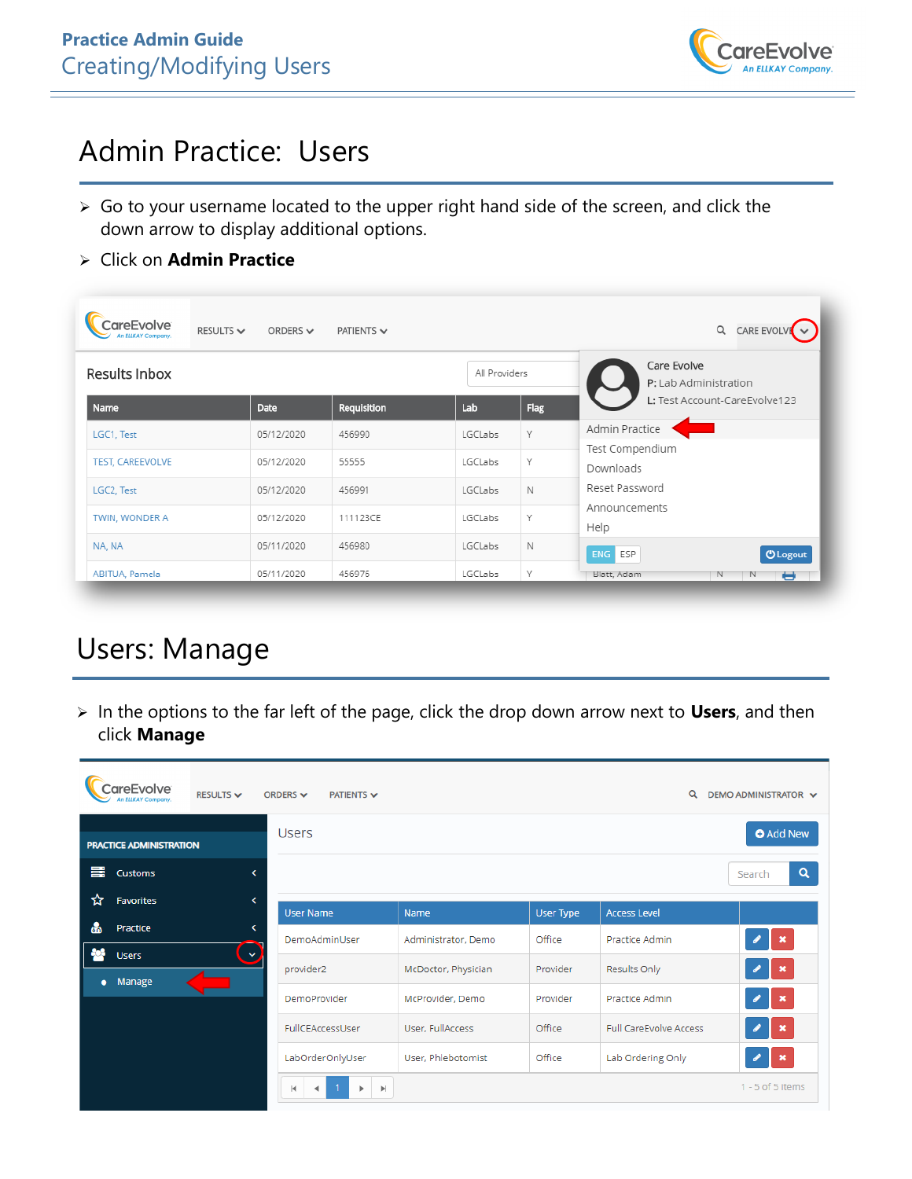# Admin Practice: Users

- Go to your username located to the upper right hand side of the screen, and click the down arrow to display additional options.
- Click on **Admin Practice**

# Users: Manage

- In the options to the far left of the page, click the drop down arrow next to **Users**, and then click **Manage**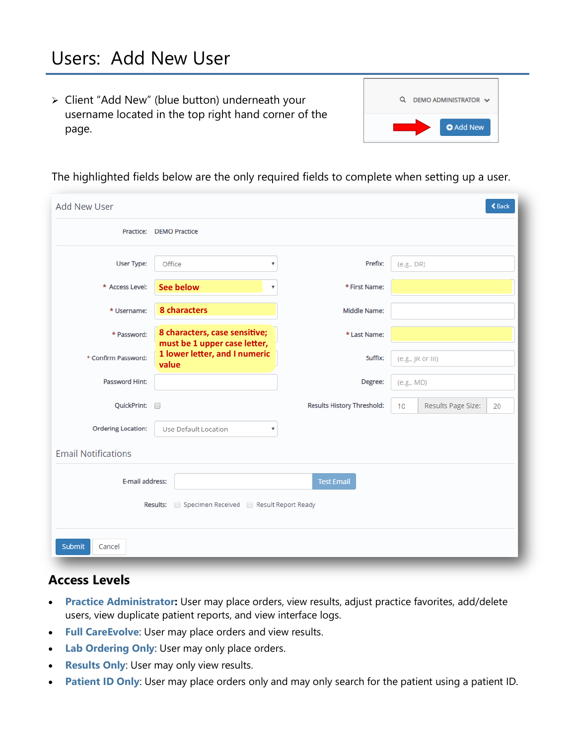# Users: Add New User

- Client "Add New" (blue button) underneath your username located in the top right hand corner of the page.

The highlighted fields below are the only required fields to complete when setting up a user.

**Add New User**

Practice: DEMO Practice

| Field | Value | Field | Value |
|---|---|---|---|
| User Type: | Office | Prefix: | (e.g., DR) |
| * Access Level: | **See below** | * First Name: | |
| * Username: | **8 characters** | Middle Name: | |
| * Password: | **8 characters, case sensitive; must be 1 upper case letter, 1 lower letter, and I numeric value** | * Last Name: | |
| * Confirm Password: | | Suffix: | (e.g., JR or III) |
| Password Hint: | | Degree: | (e.g., MD) |
| QuickPrint: | ☐ | Results History Threshold: | 10 — Results Page Size: 20 |
| Ordering Location: | Use Default Location | | |

**Email Notifications**

E-mail address: [ ] Test Email

Results: ☐ Specimen Received ☐ Result Report Ready

Submit | Cancel

## Access Levels

- **Practice Administrator:** User may place orders, view results, adjust practice favorites, add/delete users, view duplicate patient reports, and view interface logs.
- **Full CareEvolve**: User may place orders and view results.
- **Lab Ordering Only**: User may only place orders.
- **Results Only**: User may only view results.
- **Patient ID Only**: User may place orders only and may only search for the patient using a patient ID.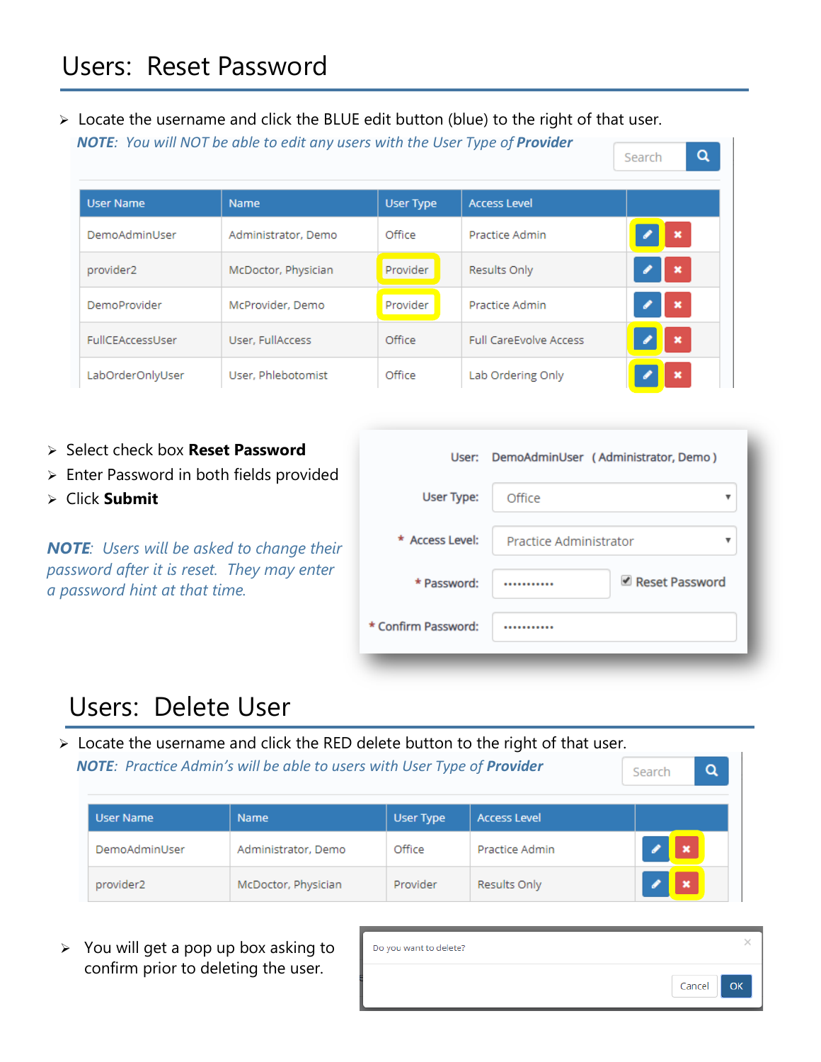# Users: Reset Password

- Locate the username and click the BLUE edit button (blue) to the right of that user.

*NOTE: You will NOT be able to edit any users with the User Type of* ***Provider***

| User Name | Name | User Type | Access Level | |
|---|---|---|---|---|
| DemoAdminUser | Administrator, Demo | Office | Practice Admin | |
| provider2 | McDoctor, Physician | Provider | Results Only | |
| DemoProvider | McProvider, Demo | Provider | Practice Admin | |
| FullCEAccessUser | User, FullAccess | Office | Full CareEvolve Access | |
| LabOrderOnlyUser | User, Phlebotomist | Office | Lab Ordering Only | |

- Select check box **Reset Password**
- Enter Password in both fields provided
- Click **Submit**

***NOTE**: Users will be asked to change their password after it is reset. They may enter a password hint at that time.*

User: DemoAdminUser ( Administrator, Demo )

User Type: Office

\* Access Level: Practice Administrator

\* Password: ••••••••••• ☑ Reset Password

\* Confirm Password: •••••••••••

# Users: Delete User

- Locate the username and click the RED delete button to the right of that user.

*NOTE: Practice Admin's will be able to users with User Type of* ***Provider***

| User Name | Name | User Type | Access Level | |
|---|---|---|---|---|
| DemoAdminUser | Administrator, Demo | Office | Practice Admin | |
| provider2 | McDoctor, Physician | Provider | Results Only | |

- You will get a pop up box asking to confirm prior to deleting the user.

Do you want to delete?

Cancel OK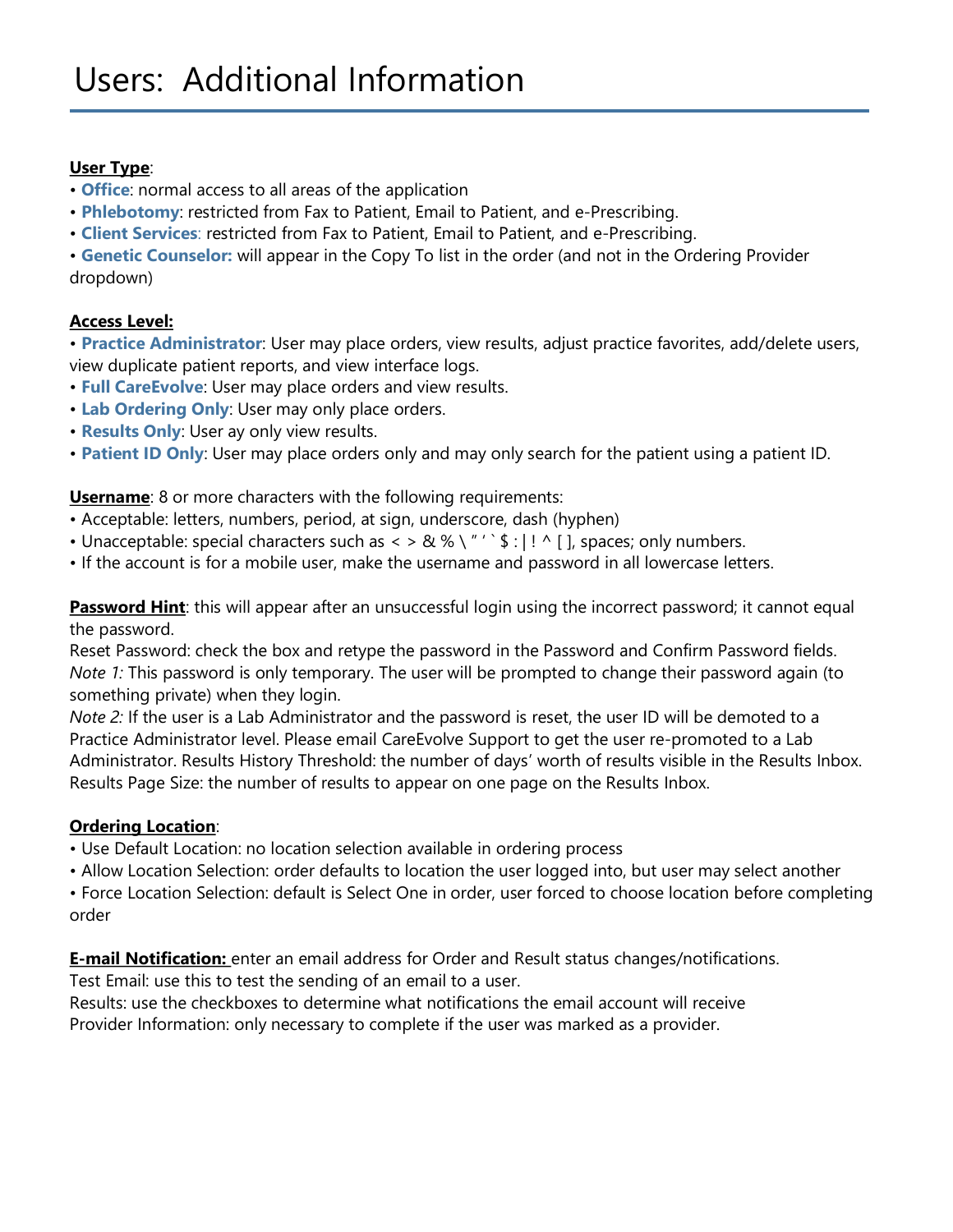# Users: Additional Information

**User Type**:

- **Office**: normal access to all areas of the application
- **Phlebotomy**: restricted from Fax to Patient, Email to Patient, and e-Prescribing.
- **Client Services**: restricted from Fax to Patient, Email to Patient, and e-Prescribing.
- **Genetic Counselor:** will appear in the Copy To list in the order (and not in the Ordering Provider dropdown)

**Access Level:**

- **Practice Administrator**: User may place orders, view results, adjust practice favorites, add/delete users, view duplicate patient reports, and view interface logs.
- **Full CareEvolve**: User may place orders and view results.
- **Lab Ordering Only**: User may only place orders.
- **Results Only**: User ay only view results.
- **Patient ID Only**: User may place orders only and may only search for the patient using a patient ID.

**Username**: 8 or more characters with the following requirements:

- Acceptable: letters, numbers, period, at sign, underscore, dash (hyphen)
- Unacceptable: special characters such as < > & % \ " ' ` $ : | ! ^ [ ], spaces; only numbers.
- If the account is for a mobile user, make the username and password in all lowercase letters.

**Password Hint**: this will appear after an unsuccessful login using the incorrect password; it cannot equal the password.
Reset Password: check the box and retype the password in the Password and Confirm Password fields.
*Note 1:* This password is only temporary. The user will be prompted to change their password again (to something private) when they login.
*Note 2:* If the user is a Lab Administrator and the password is reset, the user ID will be demoted to a Practice Administrator level. Please email CareEvolve Support to get the user re-promoted to a Lab Administrator. Results History Threshold: the number of days' worth of results visible in the Results Inbox. Results Page Size: the number of results to appear on one page on the Results Inbox.

**Ordering Location**:

- Use Default Location: no location selection available in ordering process
- Allow Location Selection: order defaults to location the user logged into, but user may select another
- Force Location Selection: default is Select One in order, user forced to choose location before completing order

**E-mail Notification:** enter an email address for Order and Result status changes/notifications.
Test Email: use this to test the sending of an email to a user.
Results: use the checkboxes to determine what notifications the email account will receive
Provider Information: only necessary to complete if the user was marked as a provider.